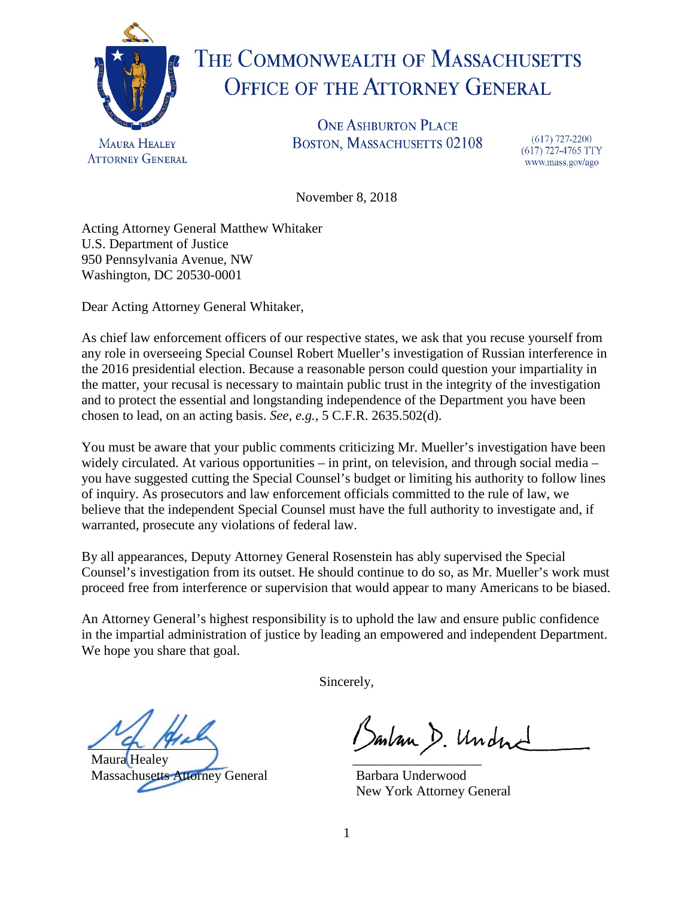# THE COMMONWEALTH OF MASSACHUSETTS
## OFFICE OF THE ATTORNEY GENERAL

MAURA HEALEY
ATTORNEY GENERAL

ONE ASHBURTON PLACE
BOSTON, MASSACHUSETTS 02108

(617) 727-2200
(617) 727-4765 TTY
www.mass.gov/ago

November 8, 2018

Acting Attorney General Matthew Whitaker
U.S. Department of Justice
950 Pennsylvania Avenue, NW
Washington, DC 20530-0001

Dear Acting Attorney General Whitaker,

As chief law enforcement officers of our respective states, we ask that you recuse yourself from any role in overseeing Special Counsel Robert Mueller's investigation of Russian interference in the 2016 presidential election. Because a reasonable person could question your impartiality in the matter, your recusal is necessary to maintain public trust in the integrity of the investigation and to protect the essential and longstanding independence of the Department you have been chosen to lead, on an acting basis. *See, e.g.*, 5 C.F.R. 2635.502(d).

You must be aware that your public comments criticizing Mr. Mueller's investigation have been widely circulated. At various opportunities – in print, on television, and through social media – you have suggested cutting the Special Counsel's budget or limiting his authority to follow lines of inquiry. As prosecutors and law enforcement officials committed to the rule of law, we believe that the independent Special Counsel must have the full authority to investigate and, if warranted, prosecute any violations of federal law.

By all appearances, Deputy Attorney General Rosenstein has ably supervised the Special Counsel's investigation from its outset. He should continue to do so, as Mr. Mueller's work must proceed free from interference or supervision that would appear to many Americans to be biased.

An Attorney General's highest responsibility is to uphold the law and ensure public confidence in the impartial administration of justice by leading an empowered and independent Department. We hope you share that goal.

Sincerely,

Maura Healey
Massachusetts Attorney General

Barbara Underwood
New York Attorney General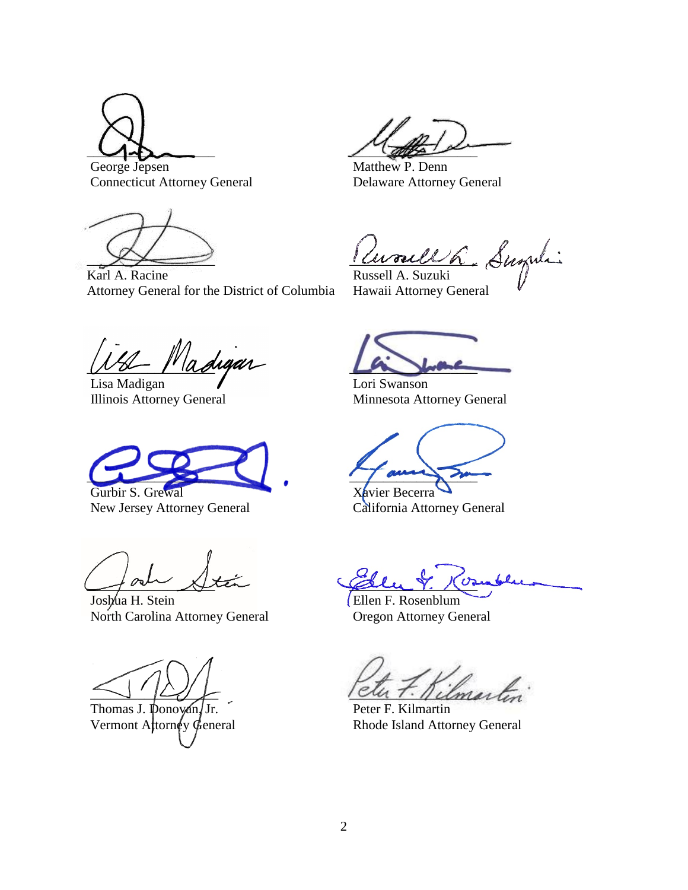George Jepsen
Connecticut Attorney General

Matthew P. Denn
Delaware Attorney General

Karl A. Racine
Attorney General for the District of Columbia

Russell A. Suzuki
Hawaii Attorney General

Lisa Madigan
Illinois Attorney General

Lori Swanson
Minnesota Attorney General

Gurbir S. Grewal
New Jersey Attorney General

Xavier Becerra
California Attorney General

Joshua H. Stein
North Carolina Attorney General

Ellen F. Rosenblum
Oregon Attorney General

Thomas J. Donovan, Jr.
Vermont Attorney General

Peter F. Kilmartin
Rhode Island Attorney General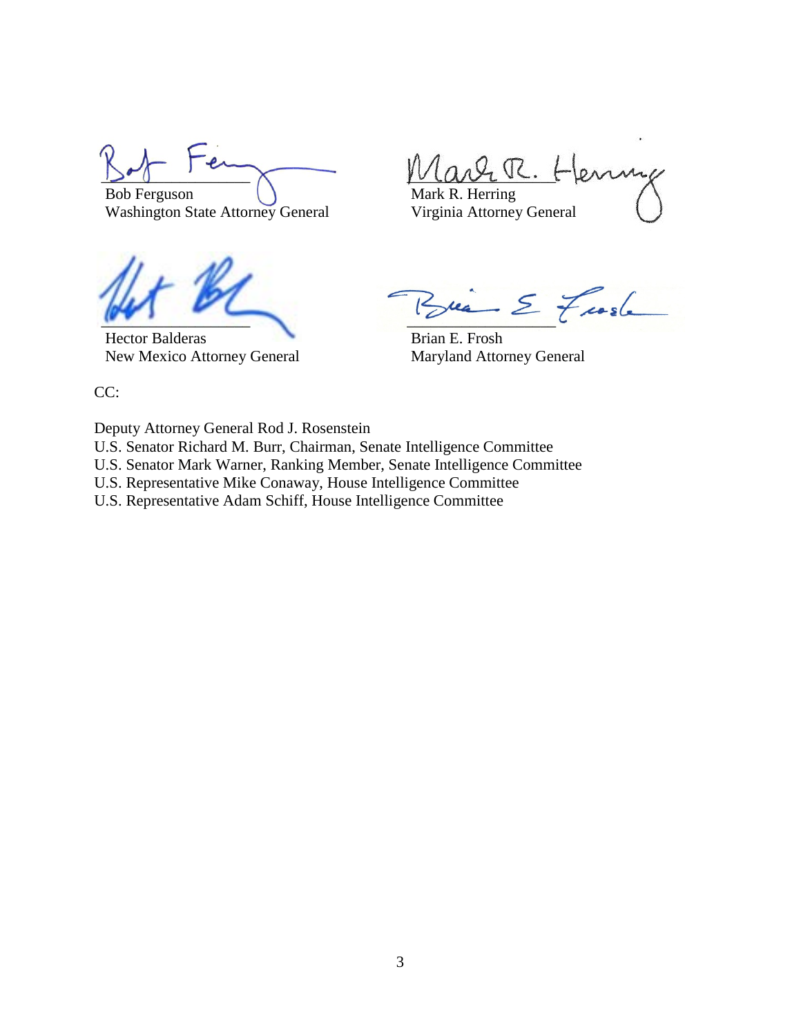Bob Ferguson
Washington State Attorney General

Mark R. Herring
Virginia Attorney General

Hector Balderas
New Mexico Attorney General

Brian E. Frosh
Maryland Attorney General

CC:

Deputy Attorney General Rod J. Rosenstein
U.S. Senator Richard M. Burr, Chairman, Senate Intelligence Committee
U.S. Senator Mark Warner, Ranking Member, Senate Intelligence Committee
U.S. Representative Mike Conaway, House Intelligence Committee
U.S. Representative Adam Schiff, House Intelligence Committee